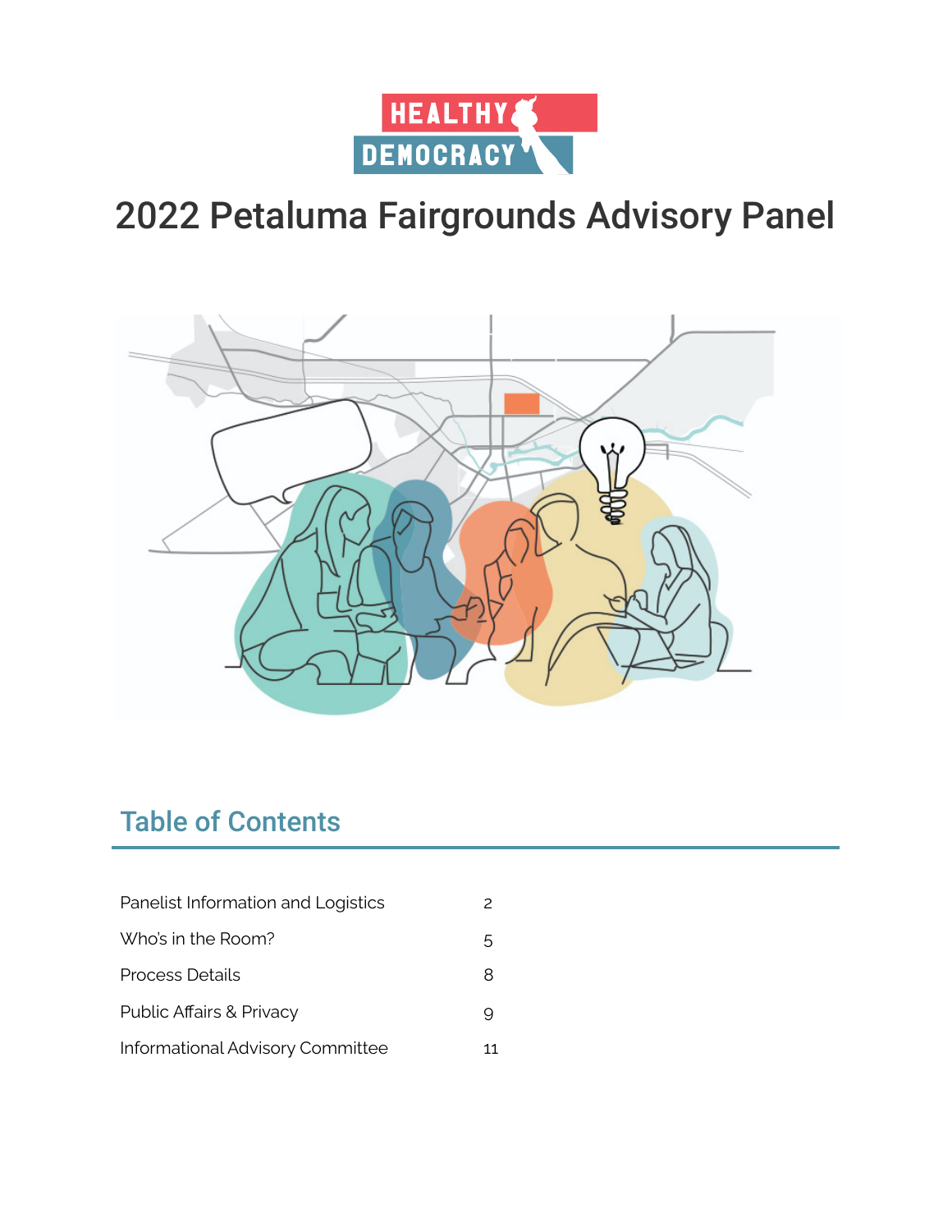HEALTHY DEMOCRACY

# 2022 Petaluma Fairgrounds Advisory Panel

## Table of Contents

| | |
|---|---|
| Panelist Information and Logistics | 2 |
| Who's in the Room? | 5 |
| Process Details | 8 |
| Public Affairs & Privacy | 9 |
| Informational Advisory Committee | 11 |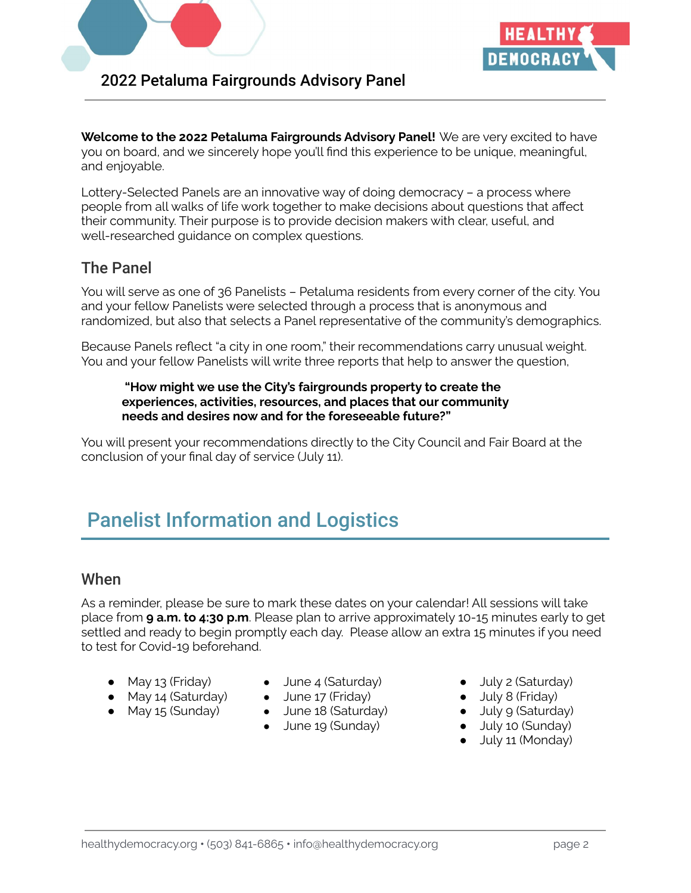# 2022 Petaluma Fairgrounds Advisory Panel

**Welcome to the 2022 Petaluma Fairgrounds Advisory Panel!** We are very excited to have you on board, and we sincerely hope you'll find this experience to be unique, meaningful, and enjoyable.

Lottery-Selected Panels are an innovative way of doing democracy – a process where people from all walks of life work together to make decisions about questions that affect their community. Their purpose is to provide decision makers with clear, useful, and well-researched guidance on complex questions.

## The Panel

You will serve as one of 36 Panelists – Petaluma residents from every corner of the city. You and your fellow Panelists were selected through a process that is anonymous and randomized, but also that selects a Panel representative of the community's demographics.

Because Panels reflect "a city in one room," their recommendations carry unusual weight. You and your fellow Panelists will write three reports that help to answer the question,

> **"How might we use the City's fairgrounds property to create the experiences, activities, resources, and places that our community needs and desires now and for the foreseeable future?"**

You will present your recommendations directly to the City Council and Fair Board at the conclusion of your final day of service (July 11).

# Panelist Information and Logistics

## When

As a reminder, please be sure to mark these dates on your calendar! All sessions will take place from **9 a.m. to 4:30 p.m**. Please plan to arrive approximately 10-15 minutes early to get settled and ready to begin promptly each day. Please allow an extra 15 minutes if you need to test for Covid-19 beforehand.

- May 13 (Friday)
- May 14 (Saturday)
- May 15 (Sunday)
- June 4 (Saturday)
- June 17 (Friday)
- June 18 (Saturday)
- June 19 (Sunday)
- July 2 (Saturday)
- July 8 (Friday)
- July 9 (Saturday)
- July 10 (Sunday)
- July 11 (Monday)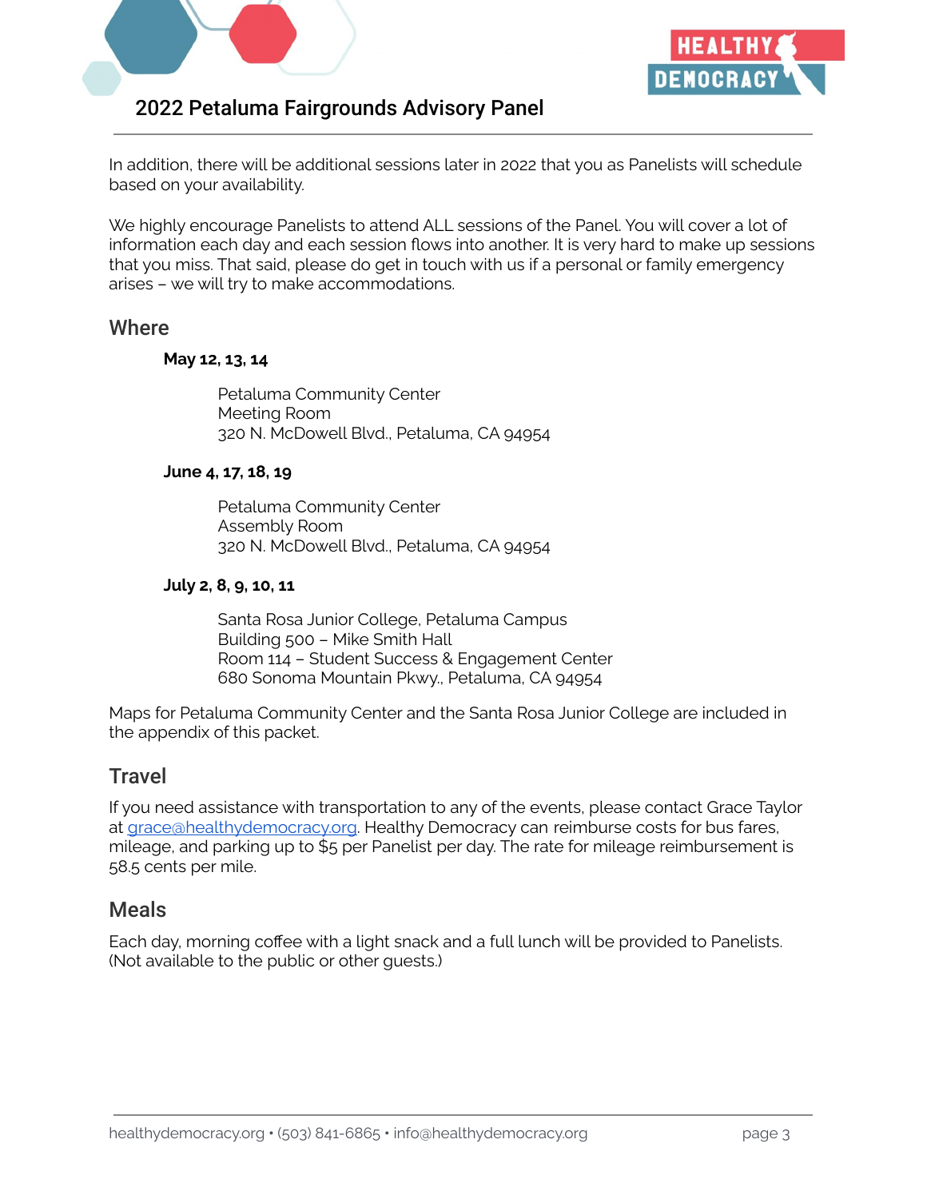In addition, there will be additional sessions later in 2022 that you as Panelists will schedule based on your availability.

We highly encourage Panelists to attend ALL sessions of the Panel. You will cover a lot of information each day and each session flows into another. It is very hard to make up sessions that you miss. That said, please do get in touch with us if a personal or family emergency arises – we will try to make accommodations.

## Where

**May 12, 13, 14**

Petaluma Community Center
Meeting Room
320 N. McDowell Blvd., Petaluma, CA 94954

**June 4, 17, 18, 19**

Petaluma Community Center
Assembly Room
320 N. McDowell Blvd., Petaluma, CA 94954

**July 2, 8, 9, 10, 11**

Santa Rosa Junior College, Petaluma Campus
Building 500 – Mike Smith Hall
Room 114 – Student Success & Engagement Center
680 Sonoma Mountain Pkwy., Petaluma, CA 94954

Maps for Petaluma Community Center and the Santa Rosa Junior College are included in the appendix of this packet.

## Travel

If you need assistance with transportation to any of the events, please contact Grace Taylor at grace@healthydemocracy.org. Healthy Democracy can reimburse costs for bus fares, mileage, and parking up to $5 per Panelist per day. The rate for mileage reimbursement is 58.5 cents per mile.

## Meals

Each day, morning coffee with a light snack and a full lunch will be provided to Panelists. (Not available to the public or other guests.)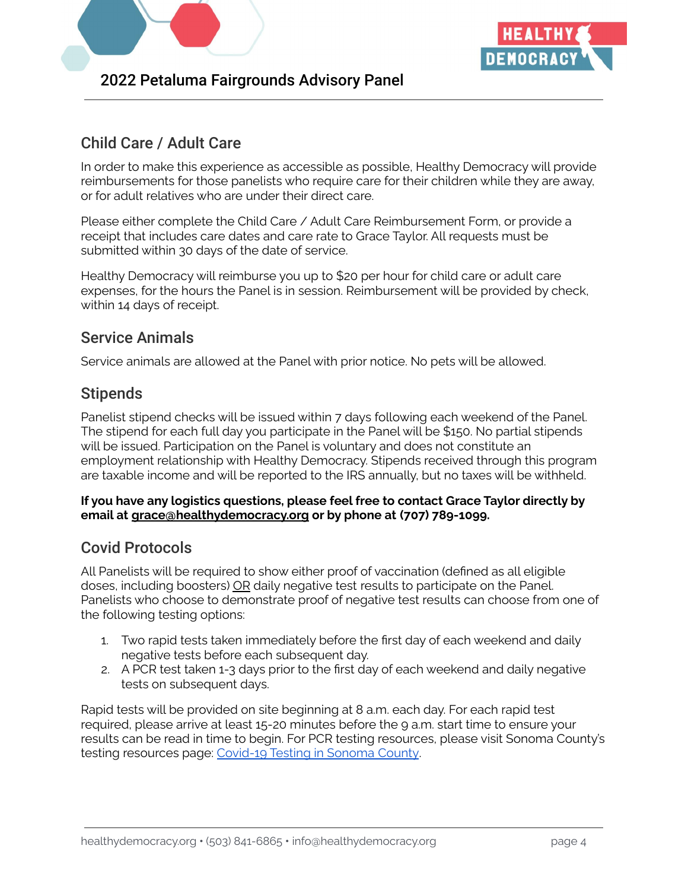## Child Care / Adult Care

In order to make this experience as accessible as possible, Healthy Democracy will provide reimbursements for those panelists who require care for their children while they are away, or for adult relatives who are under their direct care.

Please either complete the Child Care / Adult Care Reimbursement Form, or provide a receipt that includes care dates and care rate to Grace Taylor. All requests must be submitted within 30 days of the date of service.

Healthy Democracy will reimburse you up to $20 per hour for child care or adult care expenses, for the hours the Panel is in session. Reimbursement will be provided by check, within 14 days of receipt.

## Service Animals

Service animals are allowed at the Panel with prior notice. No pets will be allowed.

## Stipends

Panelist stipend checks will be issued within 7 days following each weekend of the Panel. The stipend for each full day you participate in the Panel will be $150. No partial stipends will be issued. Participation on the Panel is voluntary and does not constitute an employment relationship with Healthy Democracy. Stipends received through this program are taxable income and will be reported to the IRS annually, but no taxes will be withheld.

**If you have any logistics questions, please feel free to contact Grace Taylor directly by email at grace@healthydemocracy.org or by phone at (707) 789-1099.**

## Covid Protocols

All Panelists will be required to show either proof of vaccination (defined as all eligible doses, including boosters) OR daily negative test results to participate on the Panel. Panelists who choose to demonstrate proof of negative test results can choose from one of the following testing options:

1. Two rapid tests taken immediately before the first day of each weekend and daily negative tests before each subsequent day.
2. A PCR test taken 1-3 days prior to the first day of each weekend and daily negative tests on subsequent days.

Rapid tests will be provided on site beginning at 8 a.m. each day. For each rapid test required, please arrive at least 15-20 minutes before the 9 a.m. start time to ensure your results can be read in time to begin. For PCR testing resources, please visit Sonoma County's testing resources page: [Covid-19 Testing in Sonoma County](#).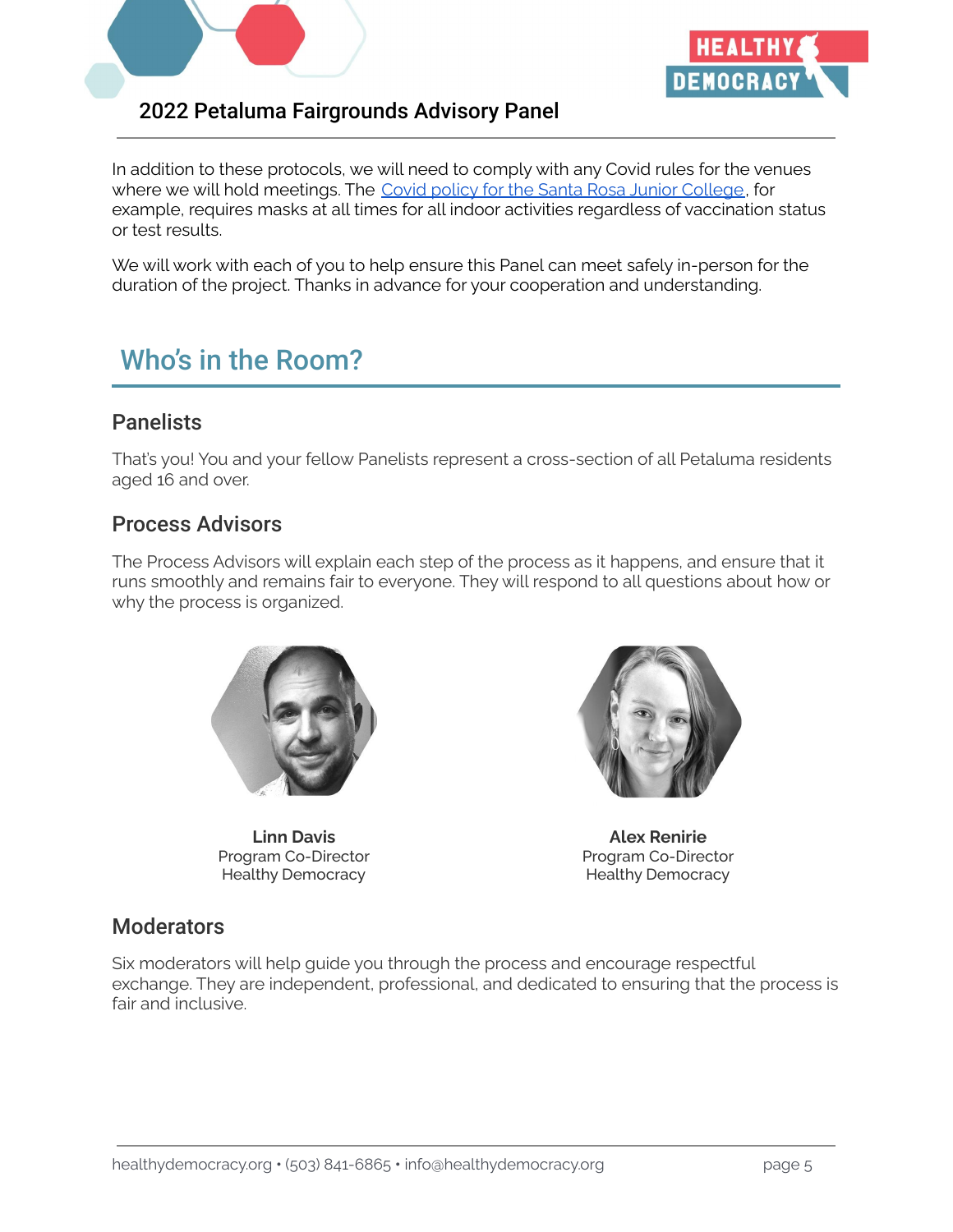In addition to these protocols, we will need to comply with any Covid rules for the venues where we will hold meetings. The [Covid policy for the Santa Rosa Junior College](), for example, requires masks at all times for all indoor activities regardless of vaccination status or test results.

We will work with each of you to help ensure this Panel can meet safely in-person for the duration of the project. Thanks in advance for your cooperation and understanding.

## Who's in the Room?

### Panelists

That's you! You and your fellow Panelists represent a cross-section of all Petaluma residents aged 16 and over.

### Process Advisors

The Process Advisors will explain each step of the process as it happens, and ensure that it runs smoothly and remains fair to everyone. They will respond to all questions about how or why the process is organized.

**Linn Davis**
Program Co-Director
Healthy Democracy

**Alex Renirie**
Program Co-Director
Healthy Democracy

### Moderators

Six moderators will help guide you through the process and encourage respectful exchange. They are independent, professional, and dedicated to ensuring that the process is fair and inclusive.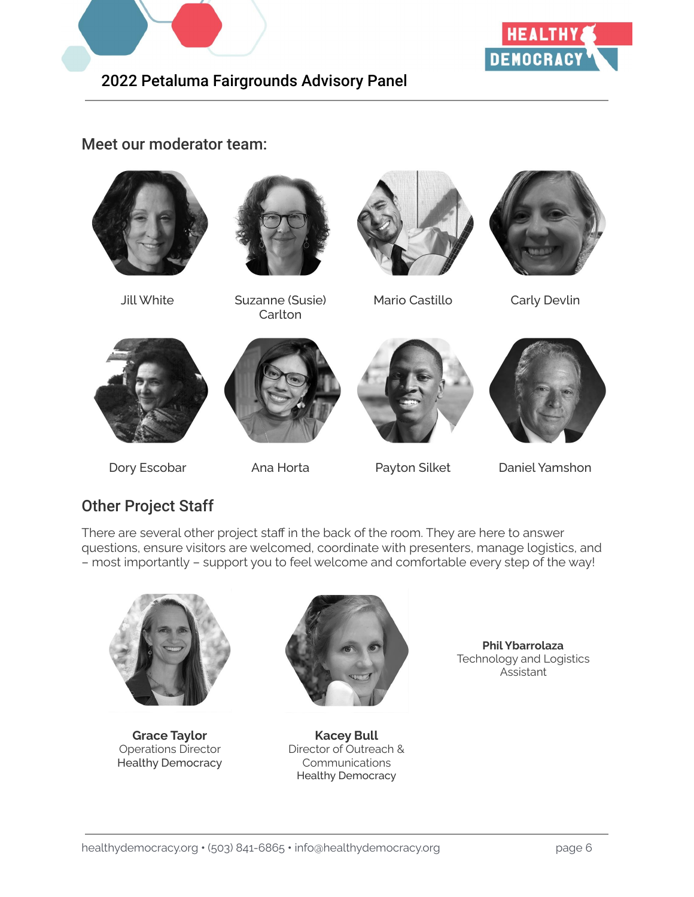## Meet our moderator team:

Jill White

Suzanne (Susie) Carlton

Mario Castillo

Carly Devlin

Dory Escobar

Ana Horta

Payton Silket

Daniel Yamshon

## Other Project Staff

There are several other project staff in the back of the room. They are here to answer questions, ensure visitors are welcomed, coordinate with presenters, manage logistics, and – most importantly – support you to feel welcome and comfortable every step of the way!

**Grace Taylor**
Operations Director
Healthy Democracy

**Kacey Bull**
Director of Outreach & Communications
Healthy Democracy

**Phil Ybarrolaza**
Technology and Logistics Assistant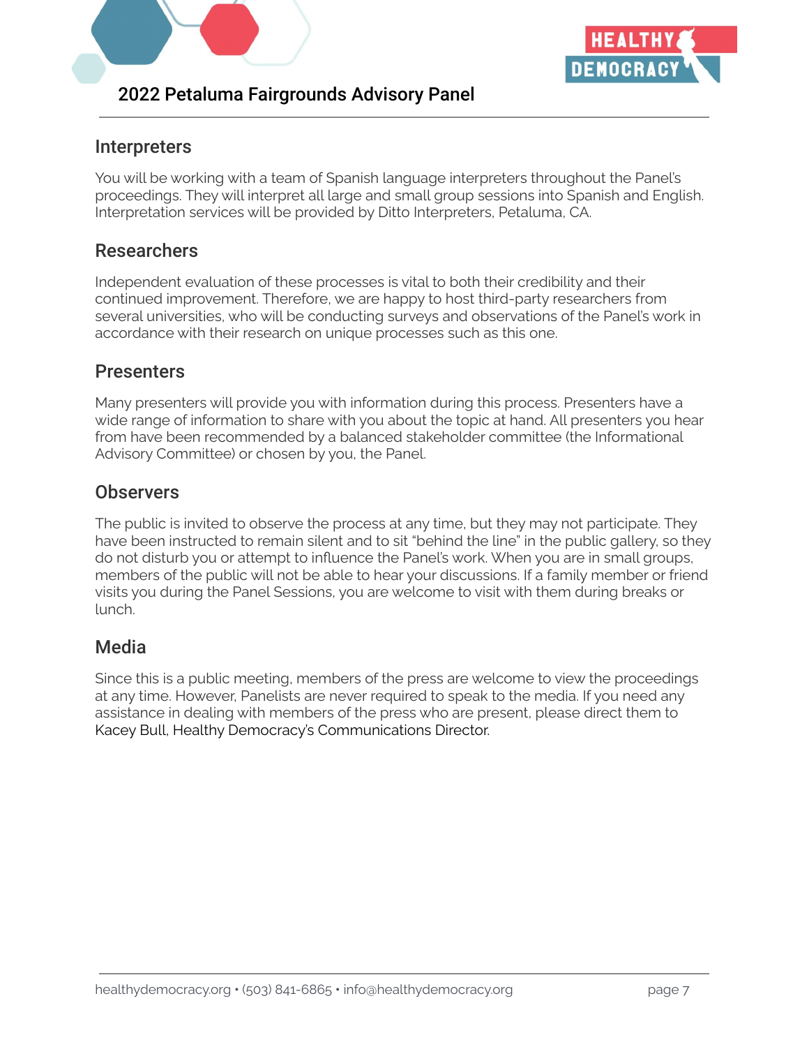## Interpreters

You will be working with a team of Spanish language interpreters throughout the Panel's proceedings. They will interpret all large and small group sessions into Spanish and English. Interpretation services will be provided by Ditto Interpreters, Petaluma, CA.

## Researchers

Independent evaluation of these processes is vital to both their credibility and their continued improvement. Therefore, we are happy to host third-party researchers from several universities, who will be conducting surveys and observations of the Panel's work in accordance with their research on unique processes such as this one.

## Presenters

Many presenters will provide you with information during this process. Presenters have a wide range of information to share with you about the topic at hand. All presenters you hear from have been recommended by a balanced stakeholder committee (the Informational Advisory Committee) or chosen by you, the Panel.

## Observers

The public is invited to observe the process at any time, but they may not participate. They have been instructed to remain silent and to sit "behind the line" in the public gallery, so they do not disturb you or attempt to influence the Panel's work. When you are in small groups, members of the public will not be able to hear your discussions. If a family member or friend visits you during the Panel Sessions, you are welcome to visit with them during breaks or lunch.

## Media

Since this is a public meeting, members of the press are welcome to view the proceedings at any time. However, Panelists are never required to speak to the media. If you need any assistance in dealing with members of the press who are present, please direct them to Kacey Bull, Healthy Democracy's Communications Director.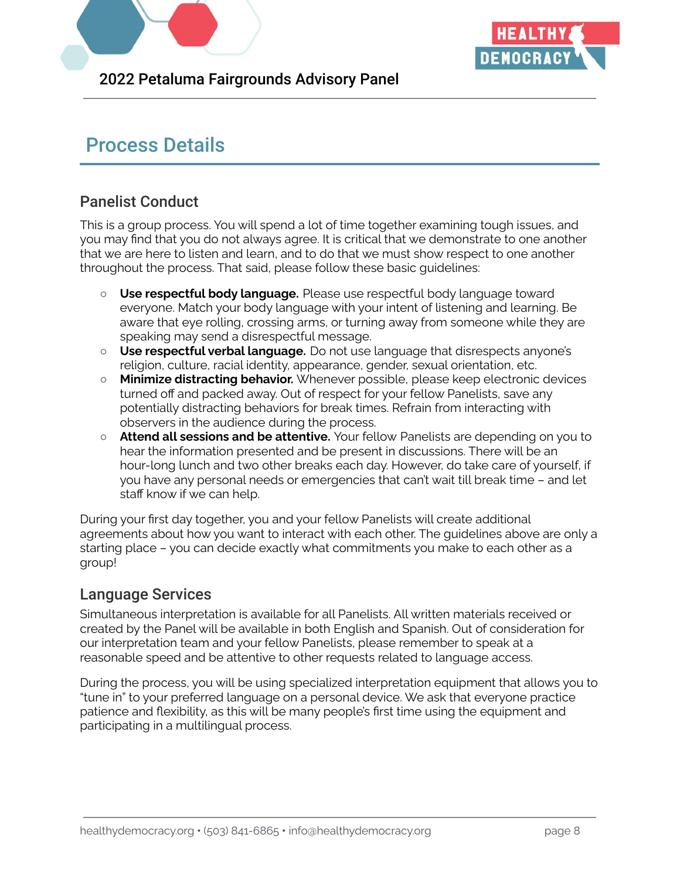## Process Details

### Panelist Conduct

This is a group process. You will spend a lot of time together examining tough issues, and you may find that you do not always agree. It is critical that we demonstrate to one another that we are here to listen and learn, and to do that we must show respect to one another throughout the process. That said, please follow these basic guidelines:

- **Use respectful body language.** Please use respectful body language toward everyone. Match your body language with your intent of listening and learning. Be aware that eye rolling, crossing arms, or turning away from someone while they are speaking may send a disrespectful message.
- **Use respectful verbal language.** Do not use language that disrespects anyone's religion, culture, racial identity, appearance, gender, sexual orientation, etc.
- **Minimize distracting behavior.** Whenever possible, please keep electronic devices turned off and packed away. Out of respect for your fellow Panelists, save any potentially distracting behaviors for break times. Refrain from interacting with observers in the audience during the process.
- **Attend all sessions and be attentive.** Your fellow Panelists are depending on you to hear the information presented and be present in discussions. There will be an hour-long lunch and two other breaks each day. However, do take care of yourself, if you have any personal needs or emergencies that can't wait till break time – and let staff know if we can help.

During your first day together, you and your fellow Panelists will create additional agreements about how you want to interact with each other. The guidelines above are only a starting place – you can decide exactly what commitments you make to each other as a group!

### Language Services

Simultaneous interpretation is available for all Panelists. All written materials received or created by the Panel will be available in both English and Spanish. Out of consideration for our interpretation team and your fellow Panelists, please remember to speak at a reasonable speed and be attentive to other requests related to language access.

During the process, you will be using specialized interpretation equipment that allows you to "tune in" to your preferred language on a personal device. We ask that everyone practice patience and flexibility, as this will be many people's first time using the equipment and participating in a multilingual process.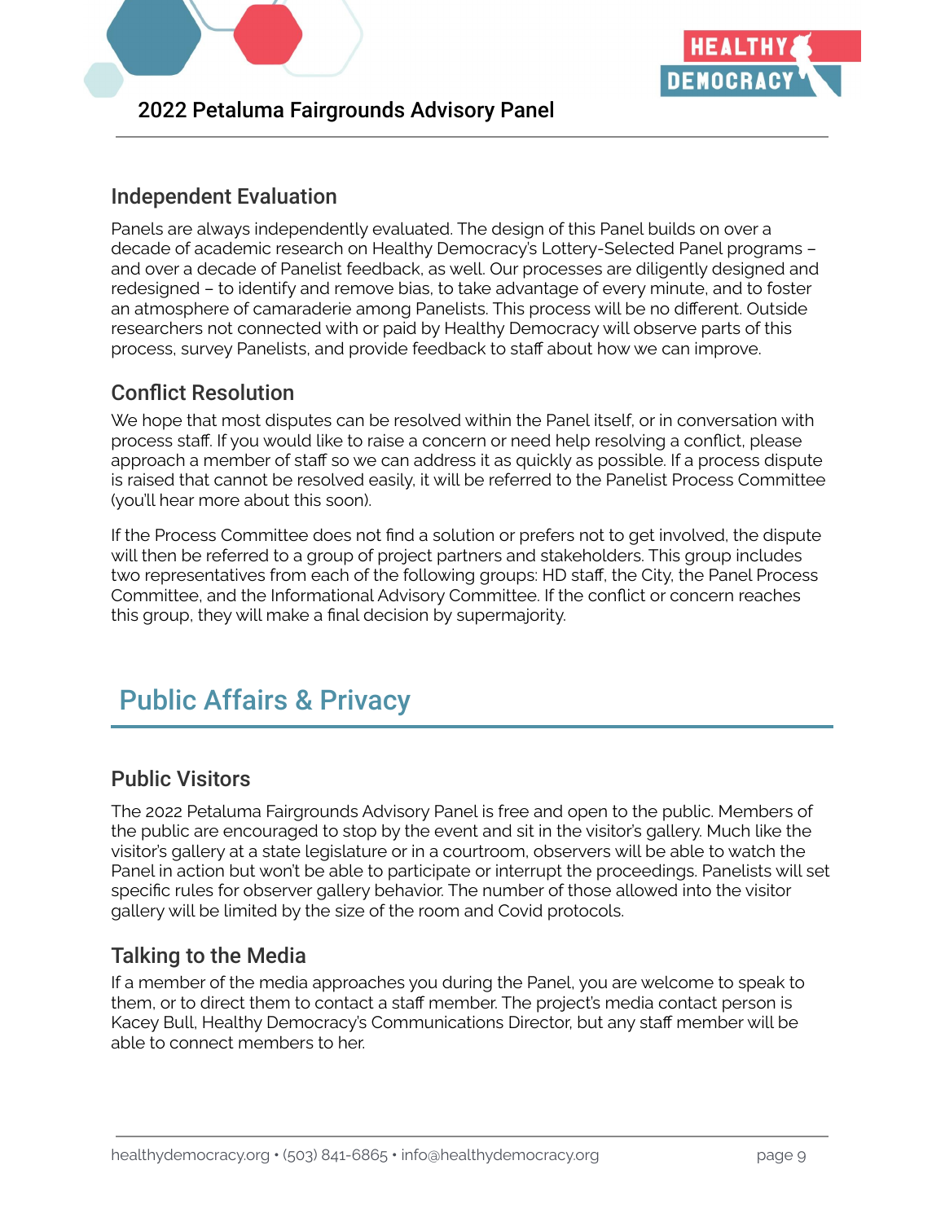### Independent Evaluation

Panels are always independently evaluated. The design of this Panel builds on over a decade of academic research on Healthy Democracy's Lottery-Selected Panel programs – and over a decade of Panelist feedback, as well. Our processes are diligently designed and redesigned – to identify and remove bias, to take advantage of every minute, and to foster an atmosphere of camaraderie among Panelists. This process will be no different. Outside researchers not connected with or paid by Healthy Democracy will observe parts of this process, survey Panelists, and provide feedback to staff about how we can improve.

### Conflict Resolution

We hope that most disputes can be resolved within the Panel itself, or in conversation with process staff. If you would like to raise a concern or need help resolving a conflict, please approach a member of staff so we can address it as quickly as possible. If a process dispute is raised that cannot be resolved easily, it will be referred to the Panelist Process Committee (you'll hear more about this soon).

If the Process Committee does not find a solution or prefers not to get involved, the dispute will then be referred to a group of project partners and stakeholders. This group includes two representatives from each of the following groups: HD staff, the City, the Panel Process Committee, and the Informational Advisory Committee. If the conflict or concern reaches this group, they will make a final decision by supermajority.

## Public Affairs & Privacy

### Public Visitors

The 2022 Petaluma Fairgrounds Advisory Panel is free and open to the public. Members of the public are encouraged to stop by the event and sit in the visitor's gallery. Much like the visitor's gallery at a state legislature or in a courtroom, observers will be able to watch the Panel in action but won't be able to participate or interrupt the proceedings. Panelists will set specific rules for observer gallery behavior. The number of those allowed into the visitor gallery will be limited by the size of the room and Covid protocols.

### Talking to the Media

If a member of the media approaches you during the Panel, you are welcome to speak to them, or to direct them to contact a staff member. The project's media contact person is Kacey Bull, Healthy Democracy's Communications Director, but any staff member will be able to connect members to her.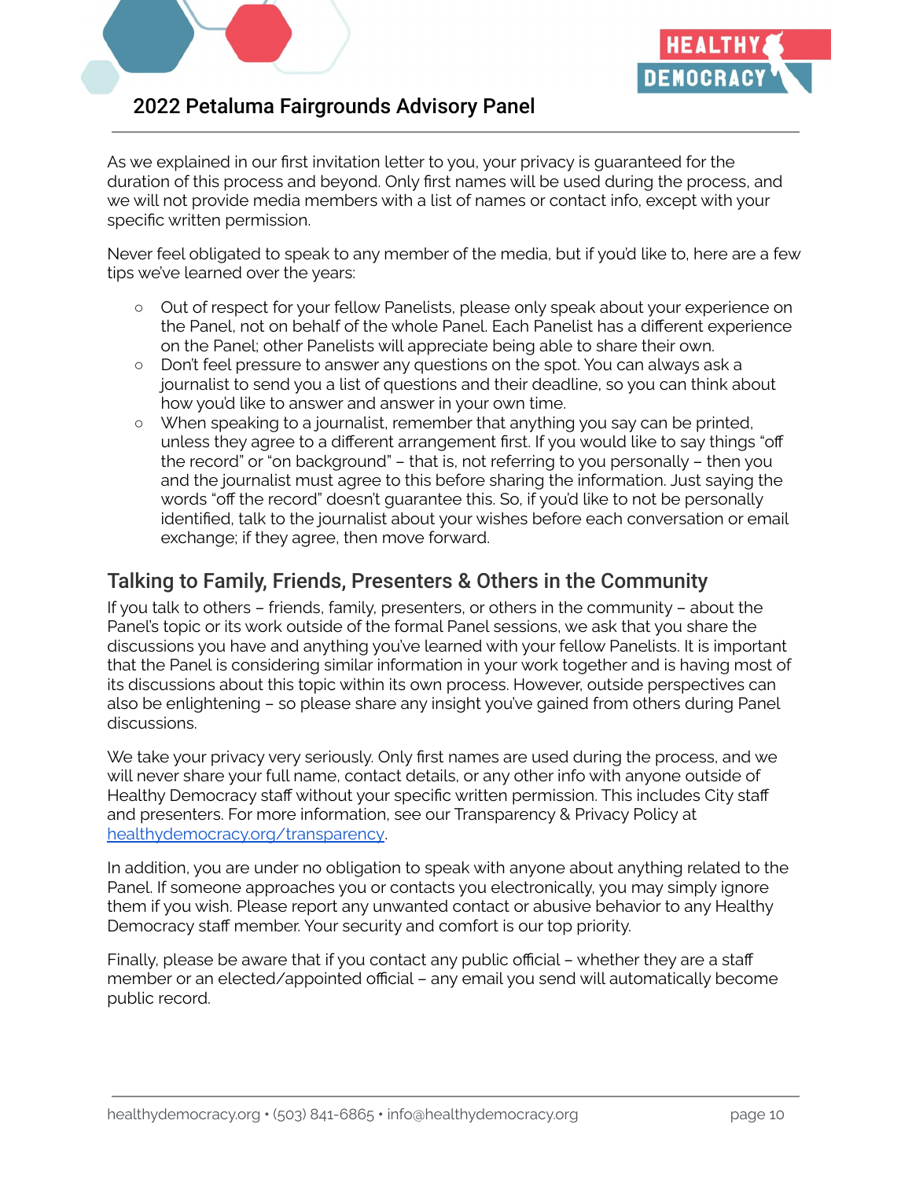As we explained in our first invitation letter to you, your privacy is guaranteed for the duration of this process and beyond. Only first names will be used during the process, and we will not provide media members with a list of names or contact info, except with your specific written permission.

Never feel obligated to speak to any member of the media, but if you'd like to, here are a few tips we've learned over the years:

- Out of respect for your fellow Panelists, please only speak about your experience on the Panel, not on behalf of the whole Panel. Each Panelist has a different experience on the Panel; other Panelists will appreciate being able to share their own.
- Don't feel pressure to answer any questions on the spot. You can always ask a journalist to send you a list of questions and their deadline, so you can think about how you'd like to answer and answer in your own time.
- When speaking to a journalist, remember that anything you say can be printed, unless they agree to a different arrangement first. If you would like to say things "off the record" or "on background" – that is, not referring to you personally – then you and the journalist must agree to this before sharing the information. Just saying the words "off the record" doesn't guarantee this. So, if you'd like to not be personally identified, talk to the journalist about your wishes before each conversation or email exchange; if they agree, then move forward.

## Talking to Family, Friends, Presenters & Others in the Community

If you talk to others – friends, family, presenters, or others in the community – about the Panel's topic or its work outside of the formal Panel sessions, we ask that you share the discussions you have and anything you've learned with your fellow Panelists. It is important that the Panel is considering similar information in your work together and is having most of its discussions about this topic within its own process. However, outside perspectives can also be enlightening – so please share any insight you've gained from others during Panel discussions.

We take your privacy very seriously. Only first names are used during the process, and we will never share your full name, contact details, or any other info with anyone outside of Healthy Democracy staff without your specific written permission. This includes City staff and presenters. For more information, see our Transparency & Privacy Policy at [healthydemocracy.org/transparency](healthydemocracy.org/transparency).

In addition, you are under no obligation to speak with anyone about anything related to the Panel. If someone approaches you or contacts you electronically, you may simply ignore them if you wish. Please report any unwanted contact or abusive behavior to any Healthy Democracy staff member. Your security and comfort is our top priority.

Finally, please be aware that if you contact any public official – whether they are a staff member or an elected/appointed official – any email you send will automatically become public record.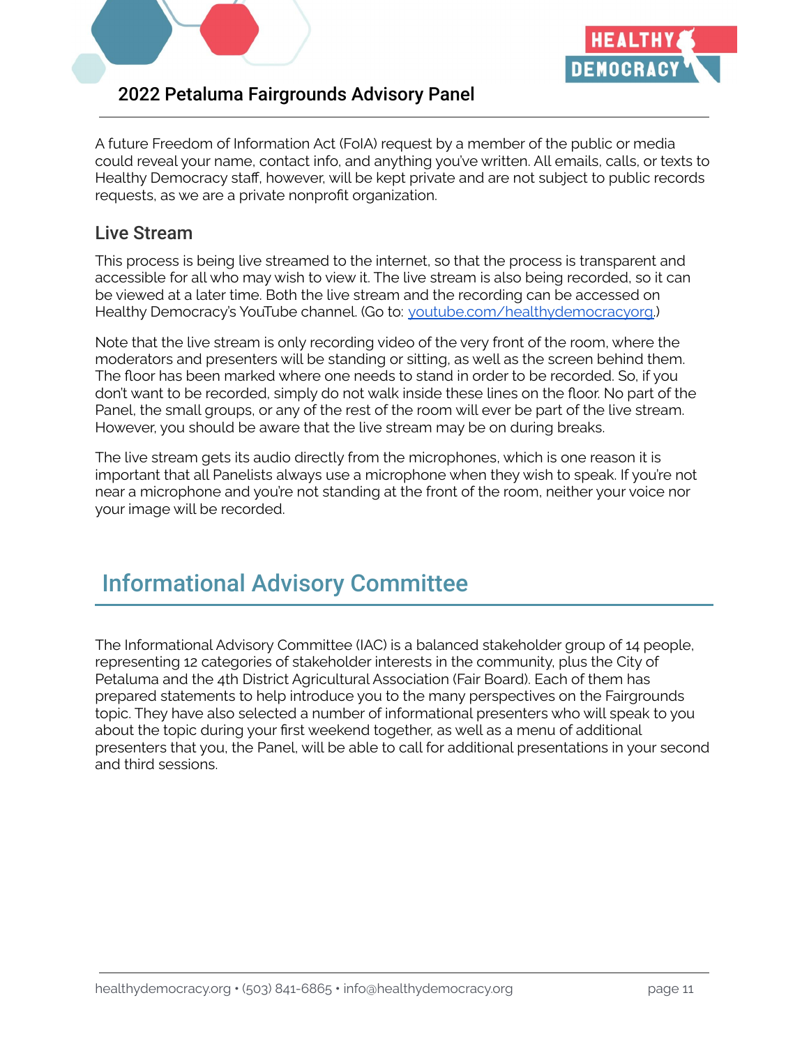A future Freedom of Information Act (FoIA) request by a member of the public or media could reveal your name, contact info, and anything you've written. All emails, calls, or texts to Healthy Democracy staff, however, will be kept private and are not subject to public records requests, as we are a private nonprofit organization.

### Live Stream

This process is being live streamed to the internet, so that the process is transparent and accessible for all who may wish to view it. The live stream is also being recorded, so it can be viewed at a later time. Both the live stream and the recording can be accessed on Healthy Democracy's YouTube channel. (Go to: [youtube.com/healthydemocracyorg](https://youtube.com/healthydemocracyorg).)

Note that the live stream is only recording video of the very front of the room, where the moderators and presenters will be standing or sitting, as well as the screen behind them. The floor has been marked where one needs to stand in order to be recorded. So, if you don't want to be recorded, simply do not walk inside these lines on the floor. No part of the Panel, the small groups, or any of the rest of the room will ever be part of the live stream. However, you should be aware that the live stream may be on during breaks.

The live stream gets its audio directly from the microphones, which is one reason it is important that all Panelists always use a microphone when they wish to speak. If you're not near a microphone and you're not standing at the front of the room, neither your voice nor your image will be recorded.

## Informational Advisory Committee

The Informational Advisory Committee (IAC) is a balanced stakeholder group of 14 people, representing 12 categories of stakeholder interests in the community, plus the City of Petaluma and the 4th District Agricultural Association (Fair Board). Each of them has prepared statements to help introduce you to the many perspectives on the Fairgrounds topic. They have also selected a number of informational presenters who will speak to you about the topic during your first weekend together, as well as a menu of additional presenters that you, the Panel, will be able to call for additional presentations in your second and third sessions.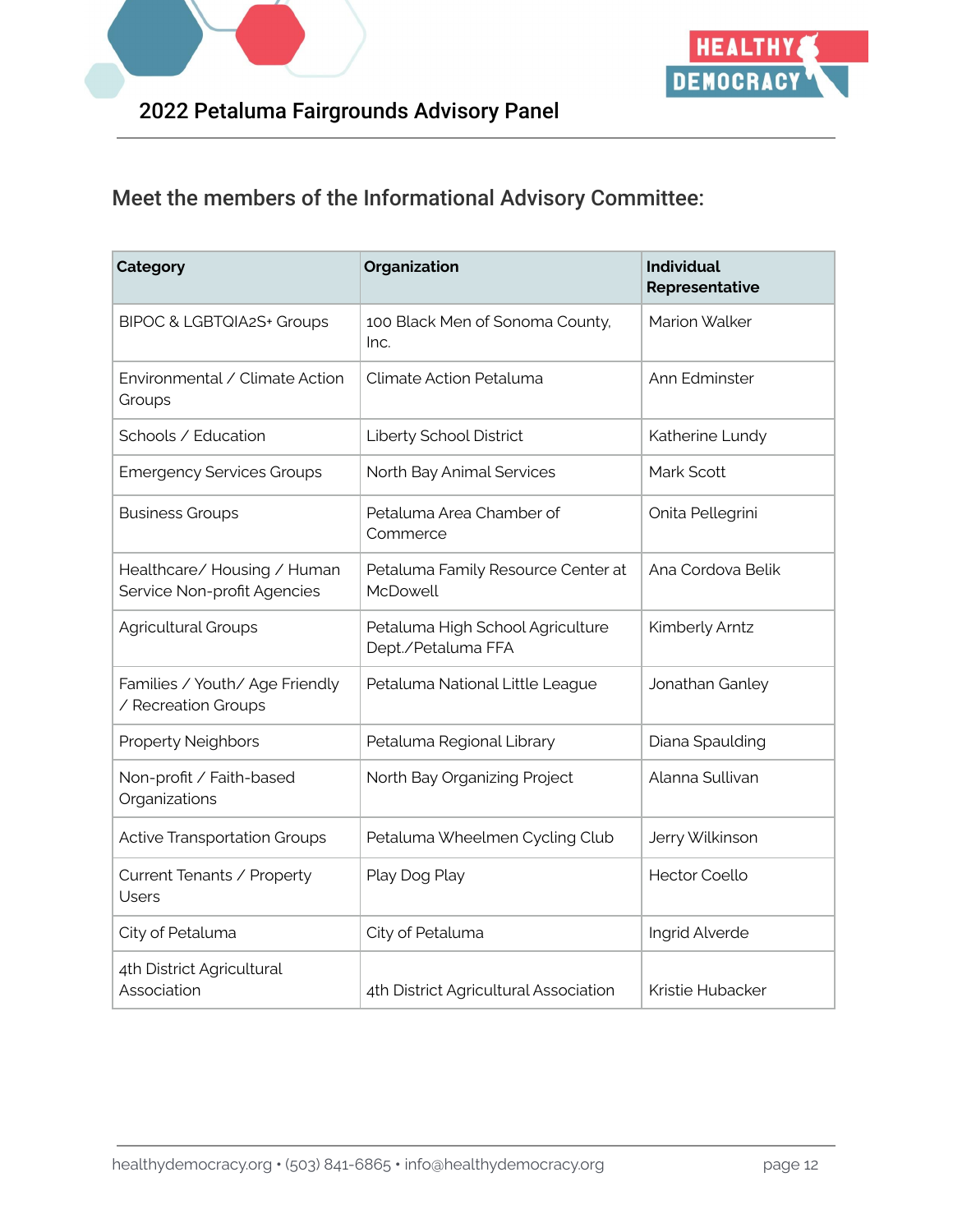## 2022 Petaluma Fairgrounds Advisory Panel

### Meet the members of the Informational Advisory Committee:

| Category | Organization | Individual Representative |
| --- | --- | --- |
| BIPOC & LGBTQIA2S+ Groups | 100 Black Men of Sonoma County, Inc. | Marion Walker |
| Environmental / Climate Action Groups | Climate Action Petaluma | Ann Edminster |
| Schools / Education | Liberty School District | Katherine Lundy |
| Emergency Services Groups | North Bay Animal Services | Mark Scott |
| Business Groups | Petaluma Area Chamber of Commerce | Onita Pellegrini |
| Healthcare/ Housing / Human Service Non-profit Agencies | Petaluma Family Resource Center at McDowell | Ana Cordova Belik |
| Agricultural Groups | Petaluma High School Agriculture Dept./Petaluma FFA | Kimberly Arntz |
| Families / Youth/ Age Friendly / Recreation Groups | Petaluma National Little League | Jonathan Ganley |
| Property Neighbors | Petaluma Regional Library | Diana Spaulding |
| Non-profit / Faith-based Organizations | North Bay Organizing Project | Alanna Sullivan |
| Active Transportation Groups | Petaluma Wheelmen Cycling Club | Jerry Wilkinson |
| Current Tenants / Property Users | Play Dog Play | Hector Coello |
| City of Petaluma | City of Petaluma | Ingrid Alverde |
| 4th District Agricultural Association | 4th District Agricultural Association | Kristie Hubacker |